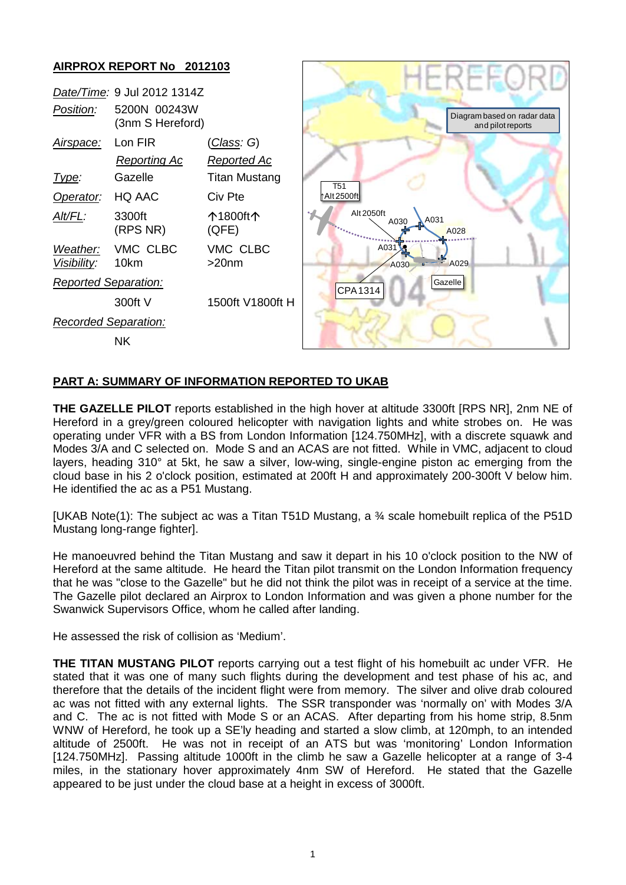## AIRPROX REPORT No 2012103

| | | |
|---|---|---|
| *Date/Time:* | 9 Jul 2012 1314Z | |
| *Position:* | 5200N 00243W (3nm S Hereford) | |
| *Airspace:* | Lon FIR | (*Class*: G) |
| | *Reporting Ac* | *Reported Ac* |
| *Type:* | Gazelle | Titan Mustang |
| *Operator:* | HQ AAC | Civ Pte |
| *Alt/FL:* | 3300ft (RPS NR) | ↑1800ft↑ (QFE) |
| *Weather:* | VMC CLBC | VMC CLBC |
| *Visibility:* | 10km | >20nm |
| *Reported Separation:* | | |
| | 300ft V | 1500ft V1800ft H |
| *Recorded Separation:* | | |
| | NK | |

Diagram based on radar data and pilot reports

## PART A: SUMMARY OF INFORMATION REPORTED TO UKAB

**THE GAZELLE PILOT** reports established in the high hover at altitude 3300ft [RPS NR], 2nm NE of Hereford in a grey/green coloured helicopter with navigation lights and white strobes on. He was operating under VFR with a BS from London Information [124.750MHz], with a discrete squawk and Modes 3/A and C selected on. Mode S and an ACAS are not fitted. While in VMC, adjacent to cloud layers, heading 310° at 5kt, he saw a silver, low-wing, single-engine piston ac emerging from the cloud base in his 2 o'clock position, estimated at 200ft H and approximately 200-300ft V below him. He identified the ac as a P51 Mustang.

[UKAB Note(1): The subject ac was a Titan T51D Mustang, a ¾ scale homebuilt replica of the P51D Mustang long-range fighter].

He manoeuvred behind the Titan Mustang and saw it depart in his 10 o'clock position to the NW of Hereford at the same altitude. He heard the Titan pilot transmit on the London Information frequency that he was "close to the Gazelle" but he did not think the pilot was in receipt of a service at the time. The Gazelle pilot declared an Airprox to London Information and was given a phone number for the Swanwick Supervisors Office, whom he called after landing.

He assessed the risk of collision as 'Medium'.

**THE TITAN MUSTANG PILOT** reports carrying out a test flight of his homebuilt ac under VFR. He stated that it was one of many such flights during the development and test phase of his ac, and therefore that the details of the incident flight were from memory. The silver and olive drab coloured ac was not fitted with any external lights. The SSR transponder was 'normally on' with Modes 3/A and C. The ac is not fitted with Mode S or an ACAS. After departing from his home strip, 8.5nm WNW of Hereford, he took up a SE'ly heading and started a slow climb, at 120mph, to an intended altitude of 2500ft. He was not in receipt of an ATS but was 'monitoring' London Information [124.750MHz]. Passing altitude 1000ft in the climb he saw a Gazelle helicopter at a range of 3-4 miles, in the stationary hover approximately 4nm SW of Hereford. He stated that the Gazelle appeared to be just under the cloud base at a height in excess of 3000ft.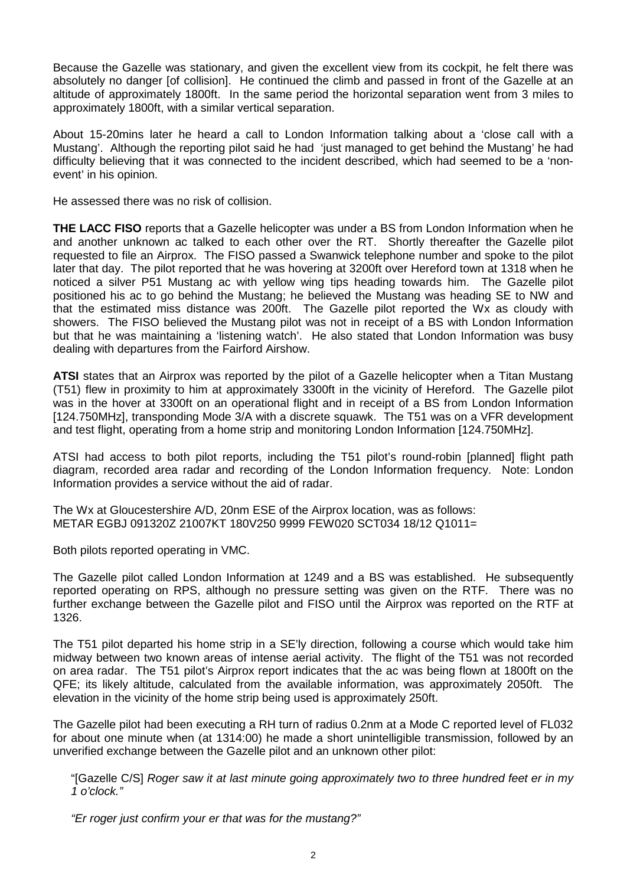Because the Gazelle was stationary, and given the excellent view from its cockpit, he felt there was absolutely no danger [of collision]. He continued the climb and passed in front of the Gazelle at an altitude of approximately 1800ft. In the same period the horizontal separation went from 3 miles to approximately 1800ft, with a similar vertical separation.

About 15-20mins later he heard a call to London Information talking about a 'close call with a Mustang'. Although the reporting pilot said he had 'just managed to get behind the Mustang' he had difficulty believing that it was connected to the incident described, which had seemed to be a 'non-event' in his opinion.

He assessed there was no risk of collision.

**THE LACC FISO** reports that a Gazelle helicopter was under a BS from London Information when he and another unknown ac talked to each other over the RT. Shortly thereafter the Gazelle pilot requested to file an Airprox. The FISO passed a Swanwick telephone number and spoke to the pilot later that day. The pilot reported that he was hovering at 3200ft over Hereford town at 1318 when he noticed a silver P51 Mustang ac with yellow wing tips heading towards him. The Gazelle pilot positioned his ac to go behind the Mustang; he believed the Mustang was heading SE to NW and that the estimated miss distance was 200ft. The Gazelle pilot reported the Wx as cloudy with showers. The FISO believed the Mustang pilot was not in receipt of a BS with London Information but that he was maintaining a 'listening watch'. He also stated that London Information was busy dealing with departures from the Fairford Airshow.

**ATSI** states that an Airprox was reported by the pilot of a Gazelle helicopter when a Titan Mustang (T51) flew in proximity to him at approximately 3300ft in the vicinity of Hereford. The Gazelle pilot was in the hover at 3300ft on an operational flight and in receipt of a BS from London Information [124.750MHz], transponding Mode 3/A with a discrete squawk. The T51 was on a VFR development and test flight, operating from a home strip and monitoring London Information [124.750MHz].

ATSI had access to both pilot reports, including the T51 pilot's round-robin [planned] flight path diagram, recorded area radar and recording of the London Information frequency. Note: London Information provides a service without the aid of radar.

The Wx at Gloucestershire A/D, 20nm ESE of the Airprox location, was as follows:
METAR EGBJ 091320Z 21007KT 180V250 9999 FEW020 SCT034 18/12 Q1011=

Both pilots reported operating in VMC.

The Gazelle pilot called London Information at 1249 and a BS was established. He subsequently reported operating on RPS, although no pressure setting was given on the RTF. There was no further exchange between the Gazelle pilot and FISO until the Airprox was reported on the RTF at 1326.

The T51 pilot departed his home strip in a SE'ly direction, following a course which would take him midway between two known areas of intense aerial activity. The flight of the T51 was not recorded on area radar. The T51 pilot's Airprox report indicates that the ac was being flown at 1800ft on the QFE; its likely altitude, calculated from the available information, was approximately 2050ft. The elevation in the vicinity of the home strip being used is approximately 250ft.

The Gazelle pilot had been executing a RH turn of radius 0.2nm at a Mode C reported level of FL032 for about one minute when (at 1314:00) he made a short unintelligible transmission, followed by an unverified exchange between the Gazelle pilot and an unknown other pilot:

> "[Gazelle C/S] *Roger saw it at last minute going approximately two to three hundred feet er in my 1 o'clock."*
>
> *"Er roger just confirm your er that was for the mustang?"*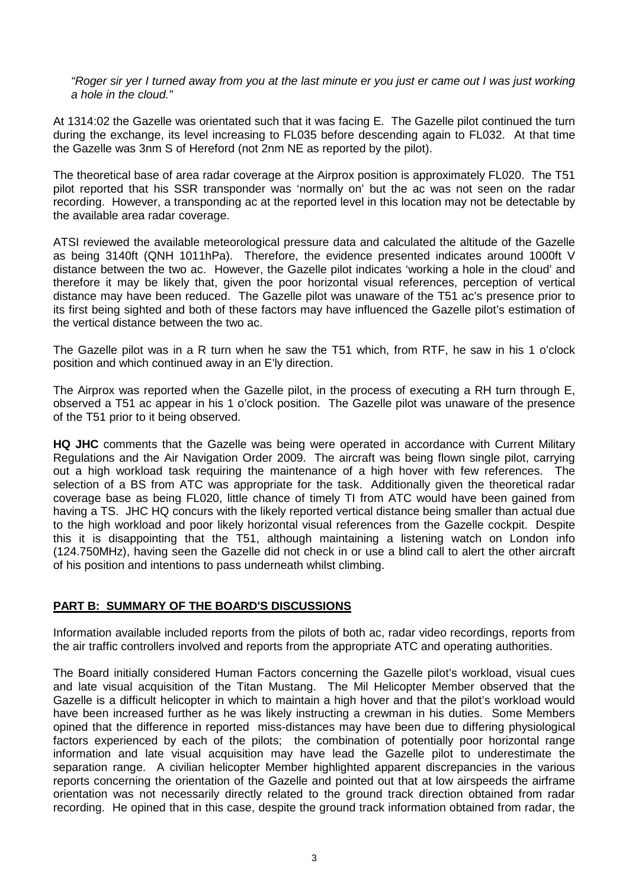*"Roger sir yer I turned away from you at the last minute er you just er came out I was just working a hole in the cloud."*

At 1314:02 the Gazelle was orientated such that it was facing E. The Gazelle pilot continued the turn during the exchange, its level increasing to FL035 before descending again to FL032. At that time the Gazelle was 3nm S of Hereford (not 2nm NE as reported by the pilot).

The theoretical base of area radar coverage at the Airprox position is approximately FL020. The T51 pilot reported that his SSR transponder was 'normally on' but the ac was not seen on the radar recording. However, a transponding ac at the reported level in this location may not be detectable by the available area radar coverage.

ATSI reviewed the available meteorological pressure data and calculated the altitude of the Gazelle as being 3140ft (QNH 1011hPa). Therefore, the evidence presented indicates around 1000ft V distance between the two ac. However, the Gazelle pilot indicates 'working a hole in the cloud' and therefore it may be likely that, given the poor horizontal visual references, perception of vertical distance may have been reduced. The Gazelle pilot was unaware of the T51 ac's presence prior to its first being sighted and both of these factors may have influenced the Gazelle pilot's estimation of the vertical distance between the two ac.

The Gazelle pilot was in a R turn when he saw the T51 which, from RTF, he saw in his 1 o'clock position and which continued away in an E'ly direction.

The Airprox was reported when the Gazelle pilot, in the process of executing a RH turn through E, observed a T51 ac appear in his 1 o'clock position. The Gazelle pilot was unaware of the presence of the T51 prior to it being observed.

**HQ JHC** comments that the Gazelle was being were operated in accordance with Current Military Regulations and the Air Navigation Order 2009. The aircraft was being flown single pilot, carrying out a high workload task requiring the maintenance of a high hover with few references. The selection of a BS from ATC was appropriate for the task. Additionally given the theoretical radar coverage base as being FL020, little chance of timely TI from ATC would have been gained from having a TS. JHC HQ concurs with the likely reported vertical distance being smaller than actual due to the high workload and poor likely horizontal visual references from the Gazelle cockpit. Despite this it is disappointing that the T51, although maintaining a listening watch on London info (124.750MHz), having seen the Gazelle did not check in or use a blind call to alert the other aircraft of his position and intentions to pass underneath whilst climbing.

## PART B: SUMMARY OF THE BOARD'S DISCUSSIONS

Information available included reports from the pilots of both ac, radar video recordings, reports from the air traffic controllers involved and reports from the appropriate ATC and operating authorities.

The Board initially considered Human Factors concerning the Gazelle pilot's workload, visual cues and late visual acquisition of the Titan Mustang. The Mil Helicopter Member observed that the Gazelle is a difficult helicopter in which to maintain a high hover and that the pilot's workload would have been increased further as he was likely instructing a crewman in his duties. Some Members opined that the difference in reported miss-distances may have been due to differing physiological factors experienced by each of the pilots; the combination of potentially poor horizontal range information and late visual acquisition may have lead the Gazelle pilot to underestimate the separation range. A civilian helicopter Member highlighted apparent discrepancies in the various reports concerning the orientation of the Gazelle and pointed out that at low airspeeds the airframe orientation was not necessarily directly related to the ground track direction obtained from radar recording. He opined that in this case, despite the ground track information obtained from radar, the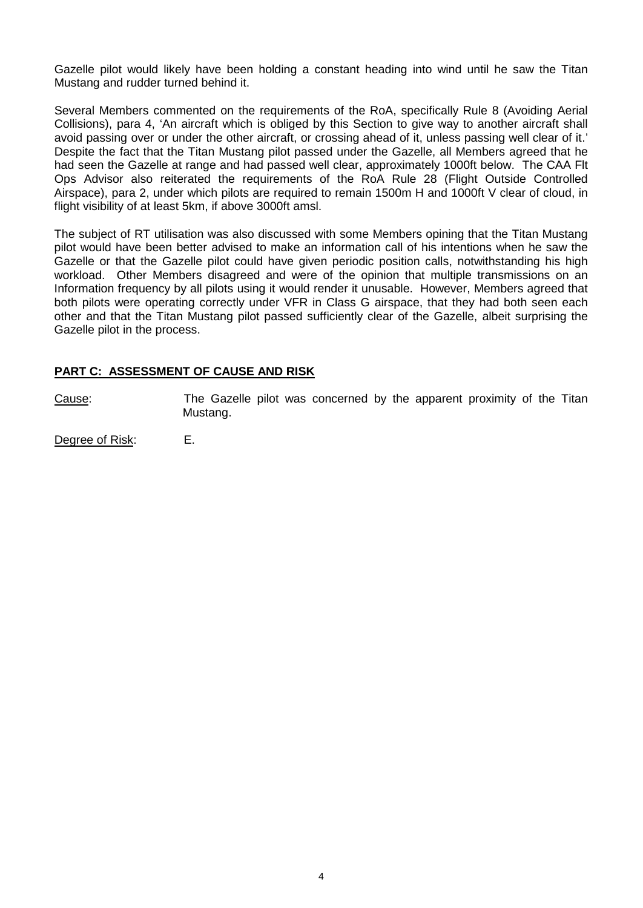Gazelle pilot would likely have been holding a constant heading into wind until he saw the Titan Mustang and rudder turned behind it.

Several Members commented on the requirements of the RoA, specifically Rule 8 (Avoiding Aerial Collisions), para 4, 'An aircraft which is obliged by this Section to give way to another aircraft shall avoid passing over or under the other aircraft, or crossing ahead of it, unless passing well clear of it.' Despite the fact that the Titan Mustang pilot passed under the Gazelle, all Members agreed that he had seen the Gazelle at range and had passed well clear, approximately 1000ft below. The CAA Flt Ops Advisor also reiterated the requirements of the RoA Rule 28 (Flight Outside Controlled Airspace), para 2, under which pilots are required to remain 1500m H and 1000ft V clear of cloud, in flight visibility of at least 5km, if above 3000ft amsl.

The subject of RT utilisation was also discussed with some Members opining that the Titan Mustang pilot would have been better advised to make an information call of his intentions when he saw the Gazelle or that the Gazelle pilot could have given periodic position calls, notwithstanding his high workload. Other Members disagreed and were of the opinion that multiple transmissions on an Information frequency by all pilots using it would render it unusable. However, Members agreed that both pilots were operating correctly under VFR in Class G airspace, that they had both seen each other and that the Titan Mustang pilot passed sufficiently clear of the Gazelle, albeit surprising the Gazelle pilot in the process.

## PART C: ASSESSMENT OF CAUSE AND RISK

Cause: The Gazelle pilot was concerned by the apparent proximity of the Titan Mustang.

Degree of Risk: E.